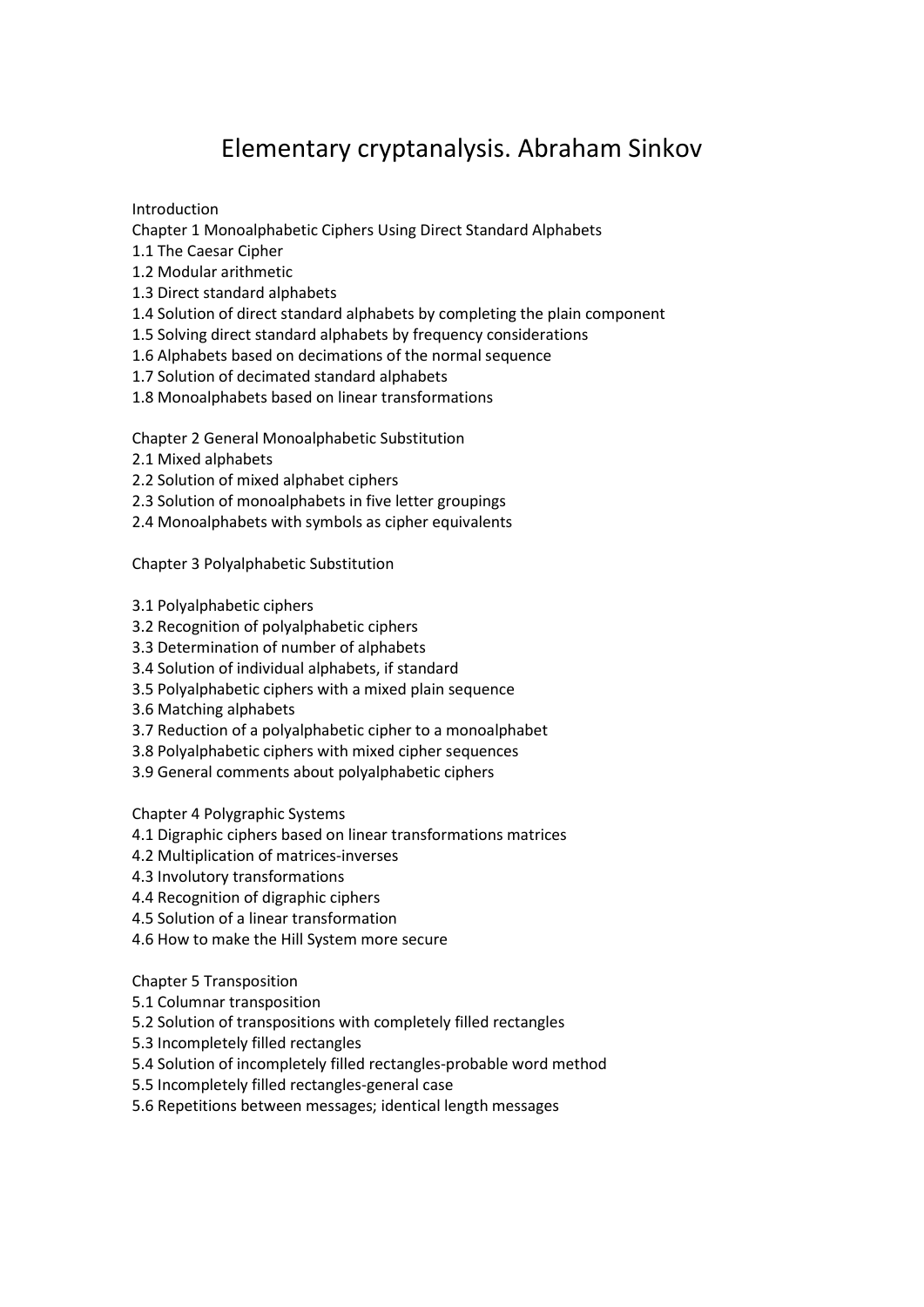# Elementary cryptanalysis. Abraham Sinkov

Introduction

Chapter 1 Monoalphabetic Ciphers Using Direct Standard Alphabets

1.1 The Caesar Cipher
1.2 Modular arithmetic
1.3 Direct standard alphabets
1.4 Solution of direct standard alphabets by completing the plain component
1.5 Solving direct standard alphabets by frequency considerations
1.6 Alphabets based on decimations of the normal sequence
1.7 Solution of decimated standard alphabets
1.8 Monoalphabets based on linear transformations

Chapter 2 General Monoalphabetic Substitution

2.1 Mixed alphabets
2.2 Solution of mixed alphabet ciphers
2.3 Solution of monoalphabets in five letter groupings
2.4 Monoalphabets with symbols as cipher equivalents

Chapter 3 Polyalphabetic Substitution

3.1 Polyalphabetic ciphers
3.2 Recognition of polyalphabetic ciphers
3.3 Determination of number of alphabets
3.4 Solution of individual alphabets, if standard
3.5 Polyalphabetic ciphers with a mixed plain sequence
3.6 Matching alphabets
3.7 Reduction of a polyalphabetic cipher to a monoalphabet
3.8 Polyalphabetic ciphers with mixed cipher sequences
3.9 General comments about polyalphabetic ciphers

Chapter 4 Polygraphic Systems

4.1 Digraphic ciphers based on linear transformations matrices
4.2 Multiplication of matrices-inverses
4.3 Involutory transformations
4.4 Recognition of digraphic ciphers
4.5 Solution of a linear transformation
4.6 How to make the Hill System more secure

Chapter 5 Transposition

5.1 Columnar transposition
5.2 Solution of transpositions with completely filled rectangles
5.3 Incompletely filled rectangles
5.4 Solution of incompletely filled rectangles-probable word method
5.5 Incompletely filled rectangles-general case
5.6 Repetitions between messages; identical length messages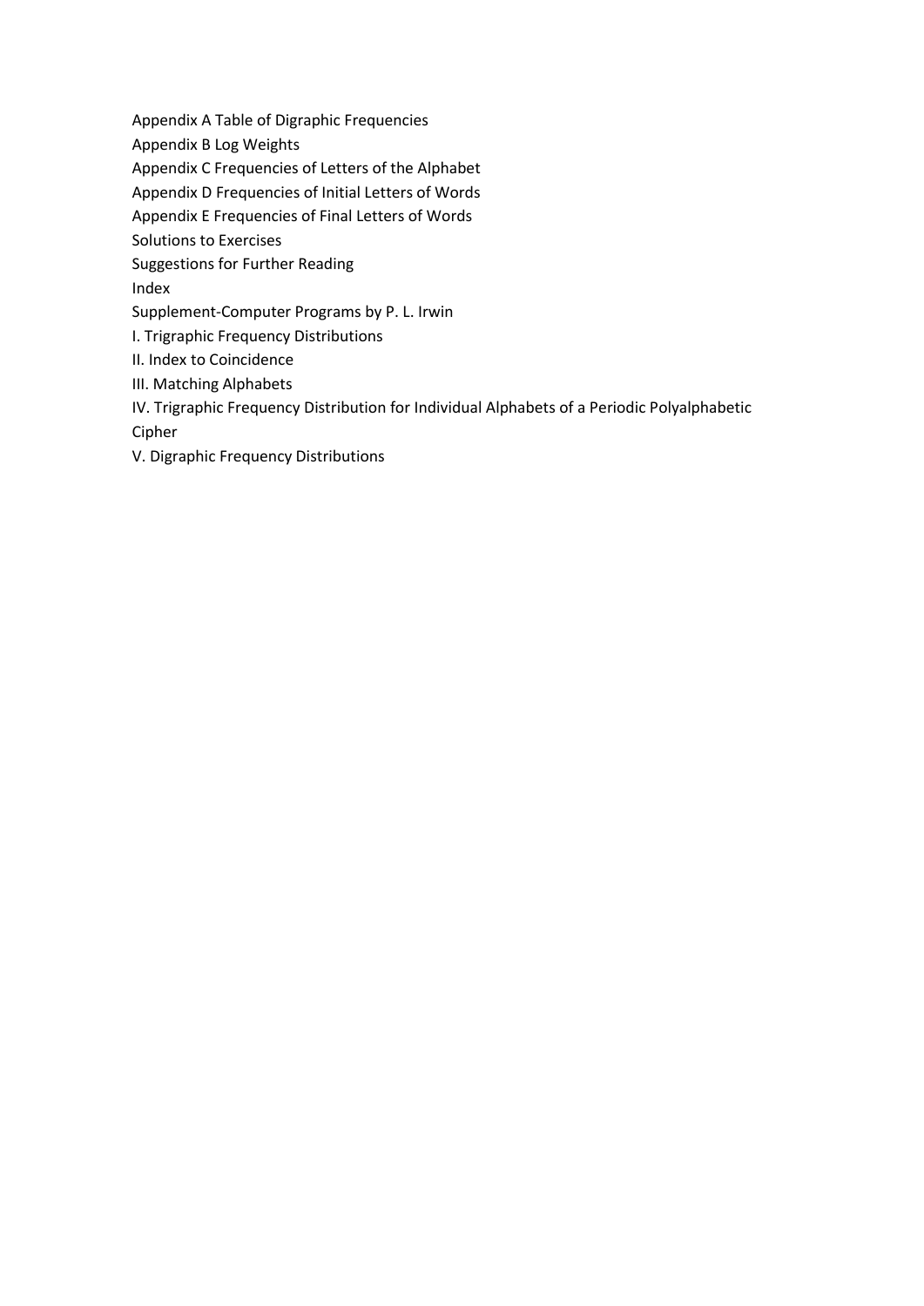Appendix A Table of Digraphic Frequencies

Appendix B Log Weights

Appendix C Frequencies of Letters of the Alphabet

Appendix D Frequencies of Initial Letters of Words

Appendix E Frequencies of Final Letters of Words

Solutions to Exercises

Suggestions for Further Reading

Index

Supplement-Computer Programs by P. L. Irwin

I. Trigraphic Frequency Distributions

II. Index to Coincidence

III. Matching Alphabets

IV. Trigraphic Frequency Distribution for Individual Alphabets of a Periodic Polyalphabetic Cipher

V. Digraphic Frequency Distributions